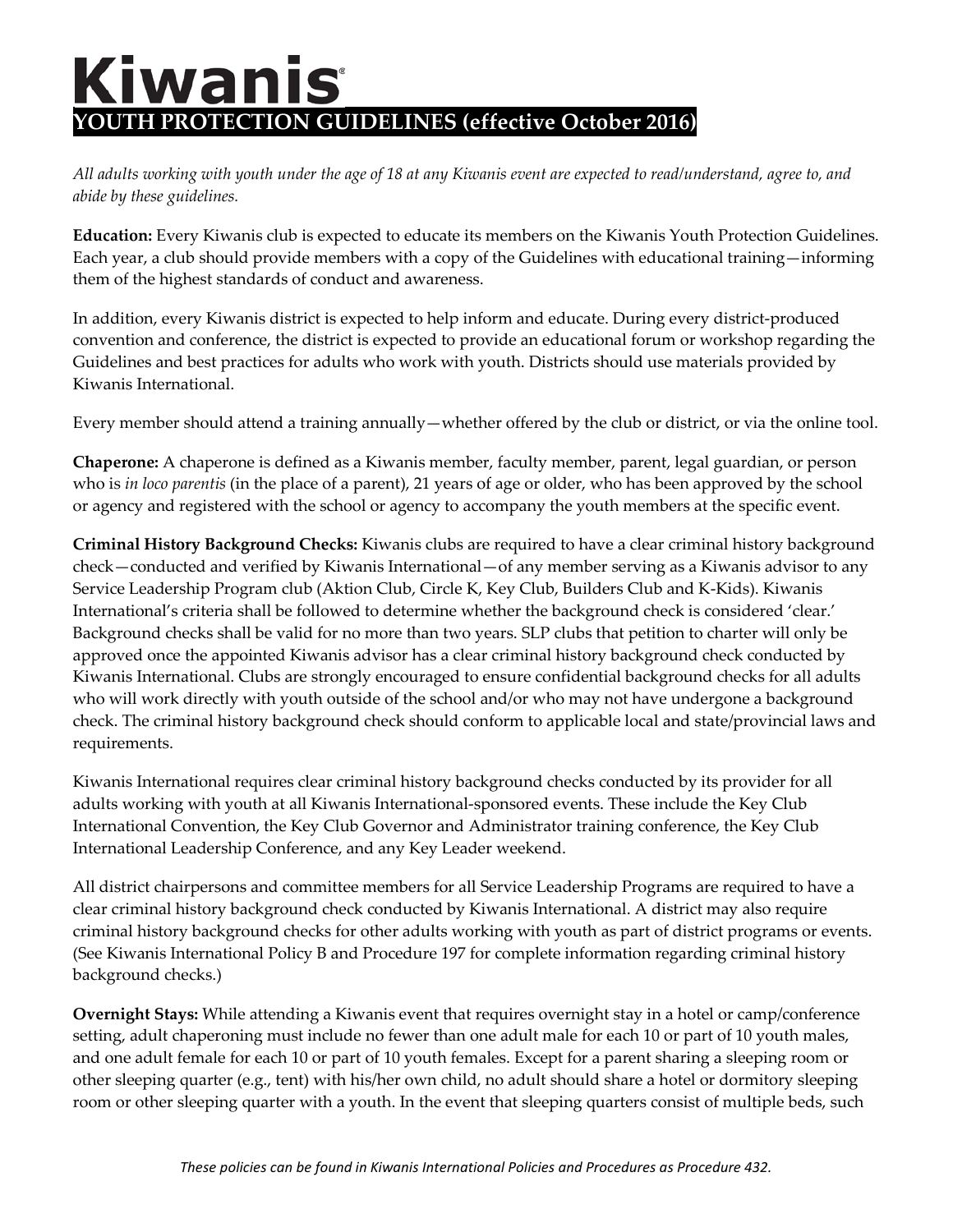# Kiwanis

## YOUTH PROTECTION GUIDELINES (effective October 2016)

*All adults working with youth under the age of 18 at any Kiwanis event are expected to read/understand, agree to, and abide by these guidelines.*

**Education:** Every Kiwanis club is expected to educate its members on the Kiwanis Youth Protection Guidelines. Each year, a club should provide members with a copy of the Guidelines with educational training—informing them of the highest standards of conduct and awareness.

In addition, every Kiwanis district is expected to help inform and educate. During every district-produced convention and conference, the district is expected to provide an educational forum or workshop regarding the Guidelines and best practices for adults who work with youth. Districts should use materials provided by Kiwanis International.

Every member should attend a training annually—whether offered by the club or district, or via the online tool.

**Chaperone:** A chaperone is defined as a Kiwanis member, faculty member, parent, legal guardian, or person who is *in loco parentis* (in the place of a parent), 21 years of age or older, who has been approved by the school or agency and registered with the school or agency to accompany the youth members at the specific event.

**Criminal History Background Checks:** Kiwanis clubs are required to have a clear criminal history background check—conducted and verified by Kiwanis International—of any member serving as a Kiwanis advisor to any Service Leadership Program club (Aktion Club, Circle K, Key Club, Builders Club and K-Kids). Kiwanis International's criteria shall be followed to determine whether the background check is considered 'clear.' Background checks shall be valid for no more than two years. SLP clubs that petition to charter will only be approved once the appointed Kiwanis advisor has a clear criminal history background check conducted by Kiwanis International. Clubs are strongly encouraged to ensure confidential background checks for all adults who will work directly with youth outside of the school and/or who may not have undergone a background check. The criminal history background check should conform to applicable local and state/provincial laws and requirements.

Kiwanis International requires clear criminal history background checks conducted by its provider for all adults working with youth at all Kiwanis International-sponsored events. These include the Key Club International Convention, the Key Club Governor and Administrator training conference, the Key Club International Leadership Conference, and any Key Leader weekend.

All district chairpersons and committee members for all Service Leadership Programs are required to have a clear criminal history background check conducted by Kiwanis International. A district may also require criminal history background checks for other adults working with youth as part of district programs or events. (See Kiwanis International Policy B and Procedure 197 for complete information regarding criminal history background checks.)

**Overnight Stays:** While attending a Kiwanis event that requires overnight stay in a hotel or camp/conference setting, adult chaperoning must include no fewer than one adult male for each 10 or part of 10 youth males, and one adult female for each 10 or part of 10 youth females. Except for a parent sharing a sleeping room or other sleeping quarter (e.g., tent) with his/her own child, no adult should share a hotel or dormitory sleeping room or other sleeping quarter with a youth. In the event that sleeping quarters consist of multiple beds, such

*These policies can be found in Kiwanis International Policies and Procedures as Procedure 432.*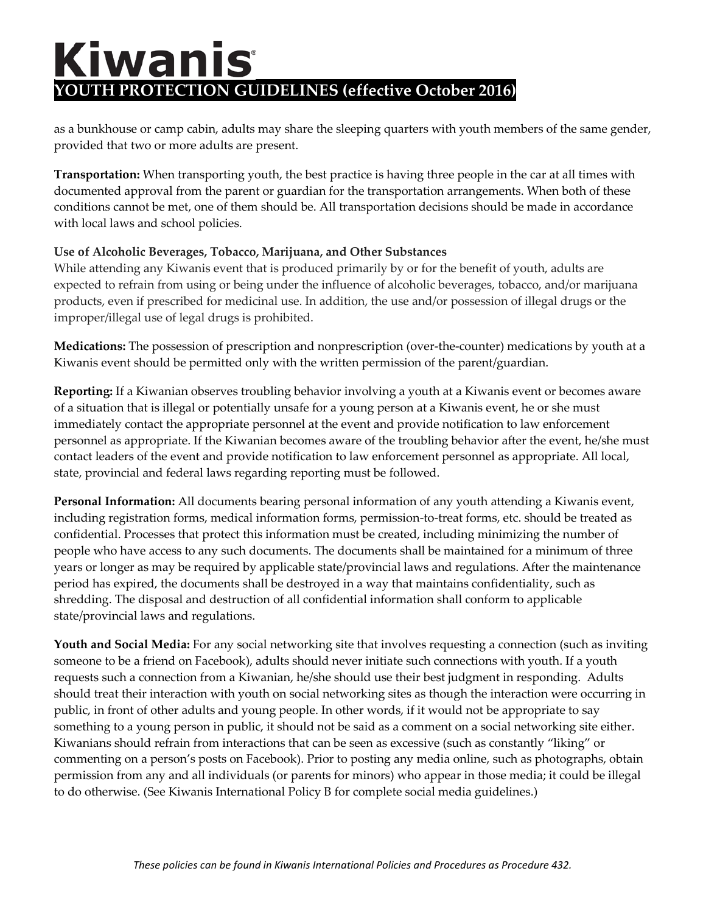as a bunkhouse or camp cabin, adults may share the sleeping quarters with youth members of the same gender, provided that two or more adults are present.

**Transportation:** When transporting youth, the best practice is having three people in the car at all times with documented approval from the parent or guardian for the transportation arrangements. When both of these conditions cannot be met, one of them should be. All transportation decisions should be made in accordance with local laws and school policies.

**Use of Alcoholic Beverages, Tobacco, Marijuana, and Other Substances**

While attending any Kiwanis event that is produced primarily by or for the benefit of youth, adults are expected to refrain from using or being under the influence of alcoholic beverages, tobacco, and/or marijuana products, even if prescribed for medicinal use. In addition, the use and/or possession of illegal drugs or the improper/illegal use of legal drugs is prohibited.

**Medications:** The possession of prescription and nonprescription (over-the-counter) medications by youth at a Kiwanis event should be permitted only with the written permission of the parent/guardian.

**Reporting:** If a Kiwanian observes troubling behavior involving a youth at a Kiwanis event or becomes aware of a situation that is illegal or potentially unsafe for a young person at a Kiwanis event, he or she must immediately contact the appropriate personnel at the event and provide notification to law enforcement personnel as appropriate. If the Kiwanian becomes aware of the troubling behavior after the event, he/she must contact leaders of the event and provide notification to law enforcement personnel as appropriate. All local, state, provincial and federal laws regarding reporting must be followed.

**Personal Information:** All documents bearing personal information of any youth attending a Kiwanis event, including registration forms, medical information forms, permission-to-treat forms, etc. should be treated as confidential. Processes that protect this information must be created, including minimizing the number of people who have access to any such documents. The documents shall be maintained for a minimum of three years or longer as may be required by applicable state/provincial laws and regulations. After the maintenance period has expired, the documents shall be destroyed in a way that maintains confidentiality, such as shredding. The disposal and destruction of all confidential information shall conform to applicable state/provincial laws and regulations.

**Youth and Social Media:** For any social networking site that involves requesting a connection (such as inviting someone to be a friend on Facebook), adults should never initiate such connections with youth. If a youth requests such a connection from a Kiwanian, he/she should use their best judgment in responding. Adults should treat their interaction with youth on social networking sites as though the interaction were occurring in public, in front of other adults and young people. In other words, if it would not be appropriate to say something to a young person in public, it should not be said as a comment on a social networking site either. Kiwanians should refrain from interactions that can be seen as excessive (such as constantly "liking" or commenting on a person's posts on Facebook). Prior to posting any media online, such as photographs, obtain permission from any and all individuals (or parents for minors) who appear in those media; it could be illegal to do otherwise. (See Kiwanis International Policy B for complete social media guidelines.)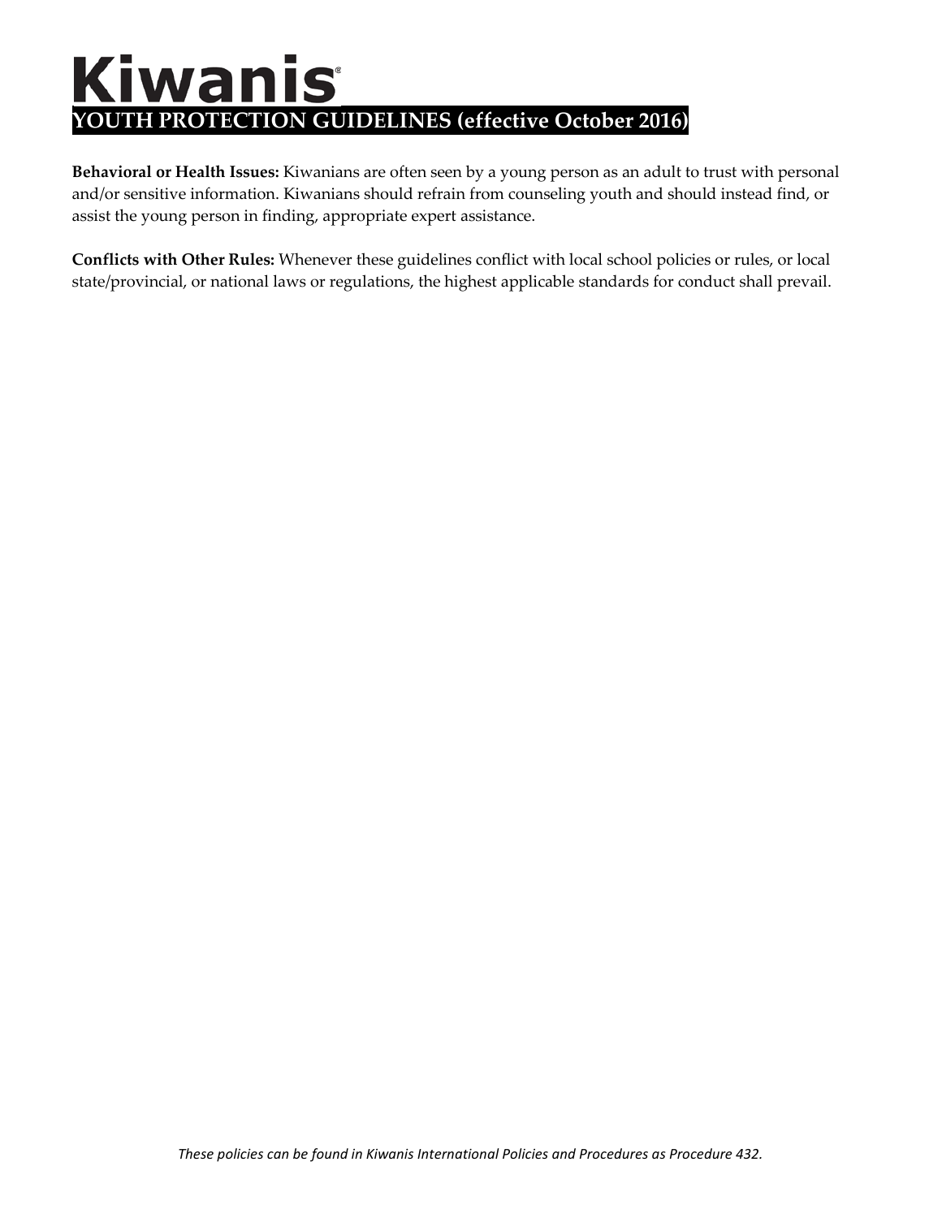# Kiwanis

## YOUTH PROTECTION GUIDELINES (effective October 2016)

**Behavioral or Health Issues:** Kiwanians are often seen by a young person as an adult to trust with personal and/or sensitive information. Kiwanians should refrain from counseling youth and should instead find, or assist the young person in finding, appropriate expert assistance.

**Conflicts with Other Rules:** Whenever these guidelines conflict with local school policies or rules, or local state/provincial, or national laws or regulations, the highest applicable standards for conduct shall prevail.

*These policies can be found in Kiwanis International Policies and Procedures as Procedure 432.*